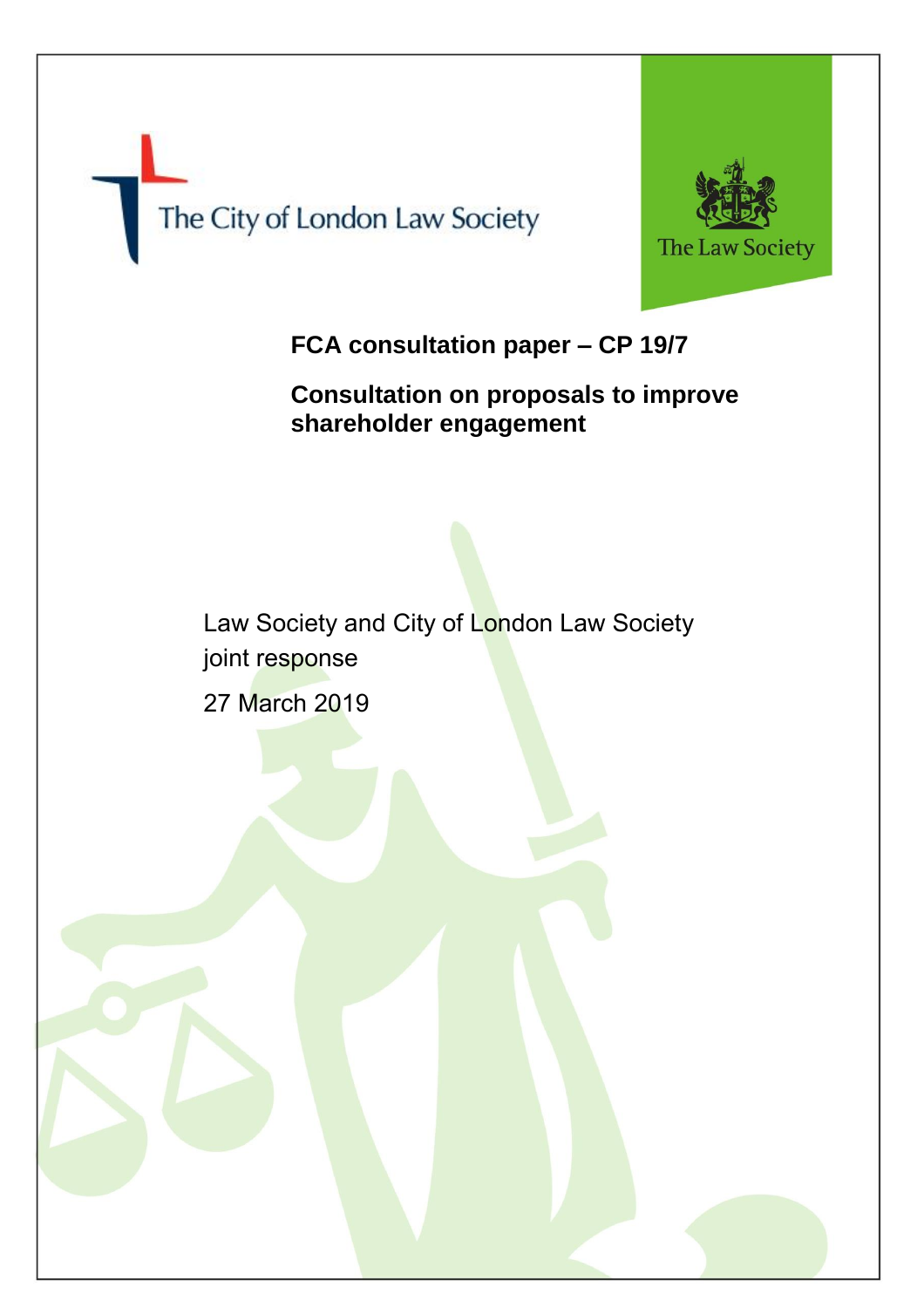The City of London Law Society

The Law Society

**FCA consultation paper – CP 19/7**

**Consultation on proposals to improve shareholder engagement**

Law Society and City of London Law Society joint response

27 March 2019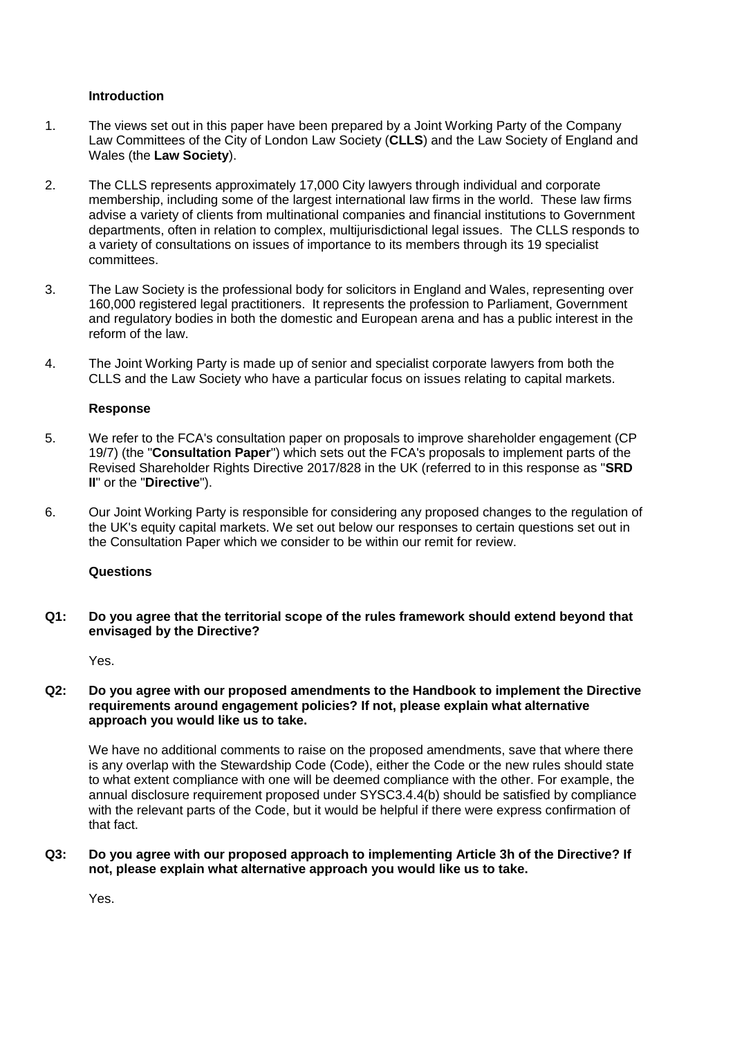**Introduction**

1. The views set out in this paper have been prepared by a Joint Working Party of the Company Law Committees of the City of London Law Society (**CLLS**) and the Law Society of England and Wales (the **Law Society**).

2. The CLLS represents approximately 17,000 City lawyers through individual and corporate membership, including some of the largest international law firms in the world. These law firms advise a variety of clients from multinational companies and financial institutions to Government departments, often in relation to complex, multijurisdictional legal issues. The CLLS responds to a variety of consultations on issues of importance to its members through its 19 specialist committees.

3. The Law Society is the professional body for solicitors in England and Wales, representing over 160,000 registered legal practitioners. It represents the profession to Parliament, Government and regulatory bodies in both the domestic and European arena and has a public interest in the reform of the law.

4. The Joint Working Party is made up of senior and specialist corporate lawyers from both the CLLS and the Law Society who have a particular focus on issues relating to capital markets.

**Response**

5. We refer to the FCA's consultation paper on proposals to improve shareholder engagement (CP 19/7) (the "**Consultation Paper**") which sets out the FCA's proposals to implement parts of the Revised Shareholder Rights Directive 2017/828 in the UK (referred to in this response as "**SRD II**" or the "**Directive**").

6. Our Joint Working Party is responsible for considering any proposed changes to the regulation of the UK's equity capital markets. We set out below our responses to certain questions set out in the Consultation Paper which we consider to be within our remit for review.

**Questions**

**Q1: Do you agree that the territorial scope of the rules framework should extend beyond that envisaged by the Directive?**

Yes.

**Q2: Do you agree with our proposed amendments to the Handbook to implement the Directive requirements around engagement policies? If not, please explain what alternative approach you would like us to take.**

We have no additional comments to raise on the proposed amendments, save that where there is any overlap with the Stewardship Code (Code), either the Code or the new rules should state to what extent compliance with one will be deemed compliance with the other. For example, the annual disclosure requirement proposed under SYSC3.4.4(b) should be satisfied by compliance with the relevant parts of the Code, but it would be helpful if there were express confirmation of that fact.

**Q3: Do you agree with our proposed approach to implementing Article 3h of the Directive? If not, please explain what alternative approach you would like us to take.**

Yes.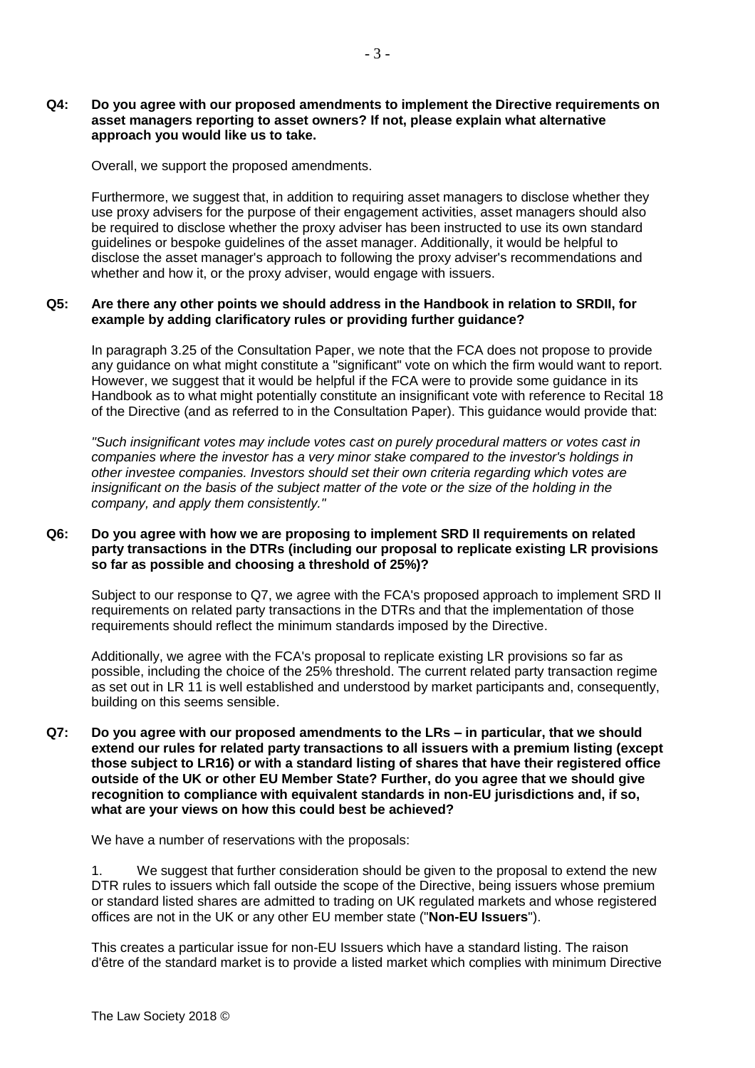**Q4: Do you agree with our proposed amendments to implement the Directive requirements on asset managers reporting to asset owners? If not, please explain what alternative approach you would like us to take.**

Overall, we support the proposed amendments.

Furthermore, we suggest that, in addition to requiring asset managers to disclose whether they use proxy advisers for the purpose of their engagement activities, asset managers should also be required to disclose whether the proxy adviser has been instructed to use its own standard guidelines or bespoke guidelines of the asset manager. Additionally, it would be helpful to disclose the asset manager's approach to following the proxy adviser's recommendations and whether and how it, or the proxy adviser, would engage with issuers.

**Q5: Are there any other points we should address in the Handbook in relation to SRDII, for example by adding clarificatory rules or providing further guidance?**

In paragraph 3.25 of the Consultation Paper, we note that the FCA does not propose to provide any guidance on what might constitute a "significant" vote on which the firm would want to report. However, we suggest that it would be helpful if the FCA were to provide some guidance in its Handbook as to what might potentially constitute an insignificant vote with reference to Recital 18 of the Directive (and as referred to in the Consultation Paper). This guidance would provide that:

*"Such insignificant votes may include votes cast on purely procedural matters or votes cast in companies where the investor has a very minor stake compared to the investor's holdings in other investee companies. Investors should set their own criteria regarding which votes are insignificant on the basis of the subject matter of the vote or the size of the holding in the company, and apply them consistently."*

**Q6: Do you agree with how we are proposing to implement SRD II requirements on related party transactions in the DTRs (including our proposal to replicate existing LR provisions so far as possible and choosing a threshold of 25%)?**

Subject to our response to Q7, we agree with the FCA's proposed approach to implement SRD II requirements on related party transactions in the DTRs and that the implementation of those requirements should reflect the minimum standards imposed by the Directive.

Additionally, we agree with the FCA's proposal to replicate existing LR provisions so far as possible, including the choice of the 25% threshold. The current related party transaction regime as set out in LR 11 is well established and understood by market participants and, consequently, building on this seems sensible.

**Q7: Do you agree with our proposed amendments to the LRs – in particular, that we should extend our rules for related party transactions to all issuers with a premium listing (except those subject to LR16) or with a standard listing of shares that have their registered office outside of the UK or other EU Member State? Further, do you agree that we should give recognition to compliance with equivalent standards in non-EU jurisdictions and, if so, what are your views on how this could best be achieved?**

We have a number of reservations with the proposals:

1. We suggest that further consideration should be given to the proposal to extend the new DTR rules to issuers which fall outside the scope of the Directive, being issuers whose premium or standard listed shares are admitted to trading on UK regulated markets and whose registered offices are not in the UK or any other EU member state ("**Non-EU Issuers**").

This creates a particular issue for non-EU Issuers which have a standard listing. The raison d'être of the standard market is to provide a listed market which complies with minimum Directive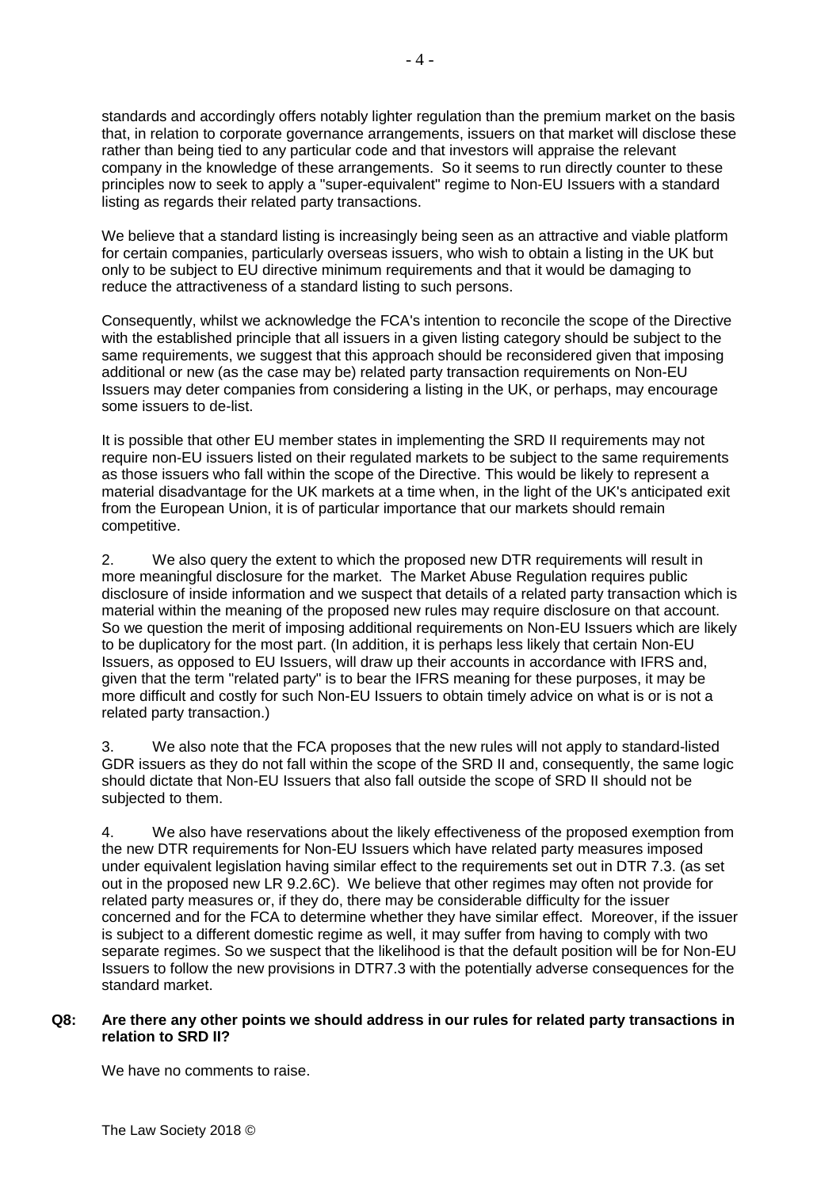standards and accordingly offers notably lighter regulation than the premium market on the basis that, in relation to corporate governance arrangements, issuers on that market will disclose these rather than being tied to any particular code and that investors will appraise the relevant company in the knowledge of these arrangements. So it seems to run directly counter to these principles now to seek to apply a "super-equivalent" regime to Non-EU Issuers with a standard listing as regards their related party transactions.

We believe that a standard listing is increasingly being seen as an attractive and viable platform for certain companies, particularly overseas issuers, who wish to obtain a listing in the UK but only to be subject to EU directive minimum requirements and that it would be damaging to reduce the attractiveness of a standard listing to such persons.

Consequently, whilst we acknowledge the FCA's intention to reconcile the scope of the Directive with the established principle that all issuers in a given listing category should be subject to the same requirements, we suggest that this approach should be reconsidered given that imposing additional or new (as the case may be) related party transaction requirements on Non-EU Issuers may deter companies from considering a listing in the UK, or perhaps, may encourage some issuers to de-list.

It is possible that other EU member states in implementing the SRD II requirements may not require non-EU issuers listed on their regulated markets to be subject to the same requirements as those issuers who fall within the scope of the Directive. This would be likely to represent a material disadvantage for the UK markets at a time when, in the light of the UK's anticipated exit from the European Union, it is of particular importance that our markets should remain competitive.

2. We also query the extent to which the proposed new DTR requirements will result in more meaningful disclosure for the market. The Market Abuse Regulation requires public disclosure of inside information and we suspect that details of a related party transaction which is material within the meaning of the proposed new rules may require disclosure on that account. So we question the merit of imposing additional requirements on Non-EU Issuers which are likely to be duplicatory for the most part. (In addition, it is perhaps less likely that certain Non-EU Issuers, as opposed to EU Issuers, will draw up their accounts in accordance with IFRS and, given that the term "related party" is to bear the IFRS meaning for these purposes, it may be more difficult and costly for such Non-EU Issuers to obtain timely advice on what is or is not a related party transaction.)

3. We also note that the FCA proposes that the new rules will not apply to standard-listed GDR issuers as they do not fall within the scope of the SRD II and, consequently, the same logic should dictate that Non-EU Issuers that also fall outside the scope of SRD II should not be subjected to them.

4. We also have reservations about the likely effectiveness of the proposed exemption from the new DTR requirements for Non-EU Issuers which have related party measures imposed under equivalent legislation having similar effect to the requirements set out in DTR 7.3. (as set out in the proposed new LR 9.2.6C). We believe that other regimes may often not provide for related party measures or, if they do, there may be considerable difficulty for the issuer concerned and for the FCA to determine whether they have similar effect. Moreover, if the issuer is subject to a different domestic regime as well, it may suffer from having to comply with two separate regimes. So we suspect that the likelihood is that the default position will be for Non-EU Issuers to follow the new provisions in DTR7.3 with the potentially adverse consequences for the standard market.

**Q8: Are there any other points we should address in our rules for related party transactions in relation to SRD II?**

We have no comments to raise.

The Law Society 2018 ©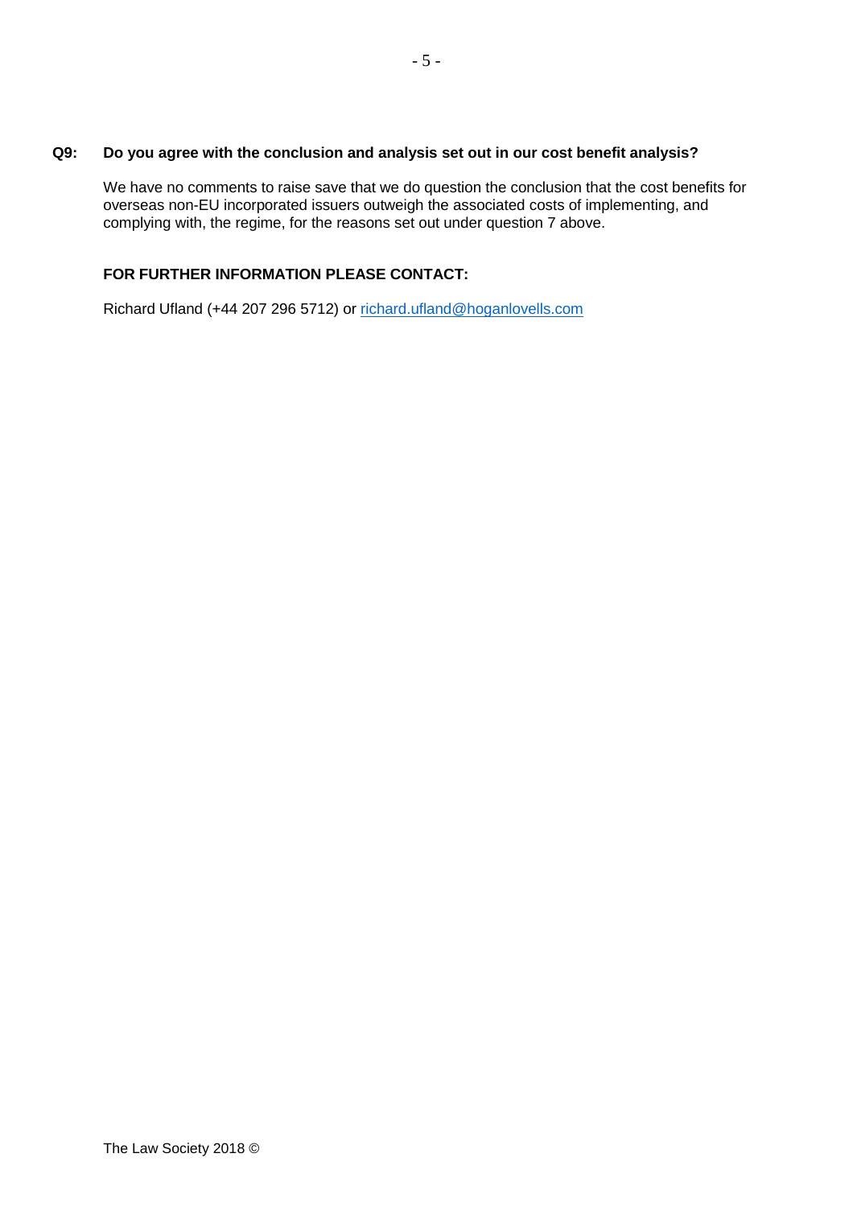**Q9: Do you agree with the conclusion and analysis set out in our cost benefit analysis?**

We have no comments to raise save that we do question the conclusion that the cost benefits for overseas non-EU incorporated issuers outweigh the associated costs of implementing, and complying with, the regime, for the reasons set out under question 7 above.

**FOR FURTHER INFORMATION PLEASE CONTACT:**

Richard Ufland (+44 207 296 5712) or richard.ufland@hoganlovells.com

The Law Society 2018 ©